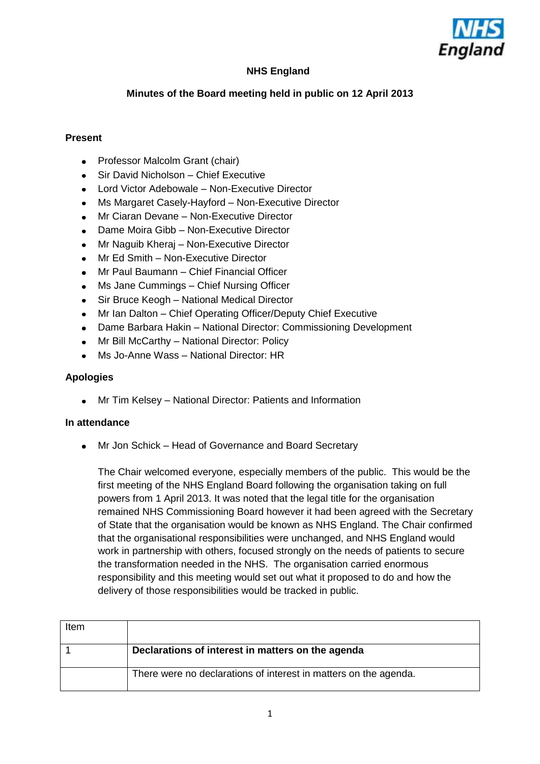# NHS England

## Minutes of the Board meeting held in public on 12 April 2013

### Present

- Professor Malcolm Grant (chair)
- Sir David Nicholson – Chief Executive
- Lord Victor Adebowale – Non-Executive Director
- Ms Margaret Casely-Hayford – Non-Executive Director
- Mr Ciaran Devane – Non-Executive Director
- Dame Moira Gibb – Non-Executive Director
- Mr Naguib Kheraj – Non-Executive Director
- Mr Ed Smith – Non-Executive Director
- Mr Paul Baumann – Chief Financial Officer
- Ms Jane Cummings – Chief Nursing Officer
- Sir Bruce Keogh – National Medical Director
- Mr Ian Dalton – Chief Operating Officer/Deputy Chief Executive
- Dame Barbara Hakin – National Director: Commissioning Development
- Mr Bill McCarthy – National Director: Policy
- Ms Jo-Anne Wass – National Director: HR

### Apologies

- Mr Tim Kelsey – National Director: Patients and Information

### In attendance

- Mr Jon Schick – Head of Governance and Board Secretary

The Chair welcomed everyone, especially members of the public. This would be the first meeting of the NHS England Board following the organisation taking on full powers from 1 April 2013. It was noted that the legal title for the organisation remained NHS Commissioning Board however it had been agreed with the Secretary of State that the organisation would be known as NHS England. The Chair confirmed that the organisational responsibilities were unchanged, and NHS England would work in partnership with others, focused strongly on the needs of patients to secure the transformation needed in the NHS. The organisation carried enormous responsibility and this meeting would set out what it proposed to do and how the delivery of those responsibilities would be tracked in public.

| Item | |
|---|---|
| 1 | **Declarations of interest in matters on the agenda** |
| | There were no declarations of interest in matters on the agenda. |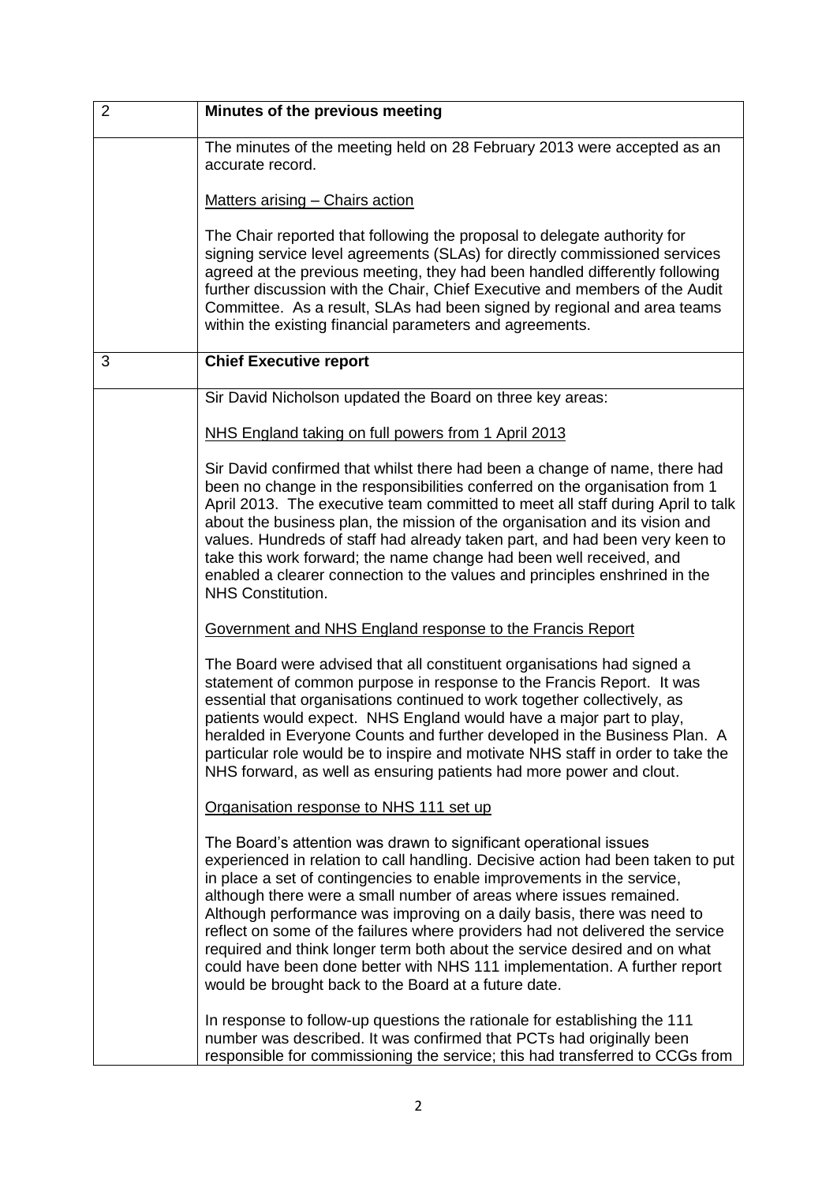| 2 | **Minutes of the previous meeting** |
|---|---|
| | The minutes of the meeting held on 28 February 2013 were accepted as an accurate record.<br><br><u>Matters arising – Chairs action</u><br><br>The Chair reported that following the proposal to delegate authority for signing service level agreements (SLAs) for directly commissioned services agreed at the previous meeting, they had been handled differently following further discussion with the Chair, Chief Executive and members of the Audit Committee. As a result, SLAs had been signed by regional and area teams within the existing financial parameters and agreements. |
| 3 | **Chief Executive report** |
| | Sir David Nicholson updated the Board on three key areas:<br><br><u>NHS England taking on full powers from 1 April 2013</u><br><br>Sir David confirmed that whilst there had been a change of name, there had been no change in the responsibilities conferred on the organisation from 1 April 2013. The executive team committed to meet all staff during April to talk about the business plan, the mission of the organisation and its vision and values. Hundreds of staff had already taken part, and had been very keen to take this work forward; the name change had been well received, and enabled a clearer connection to the values and principles enshrined in the NHS Constitution.<br><br><u>Government and NHS England response to the Francis Report</u><br><br>The Board were advised that all constituent organisations had signed a statement of common purpose in response to the Francis Report. It was essential that organisations continued to work together collectively, as patients would expect. NHS England would have a major part to play, heralded in Everyone Counts and further developed in the Business Plan. A particular role would be to inspire and motivate NHS staff in order to take the NHS forward, as well as ensuring patients had more power and clout.<br><br><u>Organisation response to NHS 111 set up</u><br><br>The Board's attention was drawn to significant operational issues experienced in relation to call handling. Decisive action had been taken to put in place a set of contingencies to enable improvements in the service, although there were a small number of areas where issues remained. Although performance was improving on a daily basis, there was need to reflect on some of the failures where providers had not delivered the service required and think longer term both about the service desired and on what could have been done better with NHS 111 implementation. A further report would be brought back to the Board at a future date.<br><br>In response to follow-up questions the rationale for establishing the 111 number was described. It was confirmed that PCTs had originally been responsible for commissioning the service; this had transferred to CCGs from |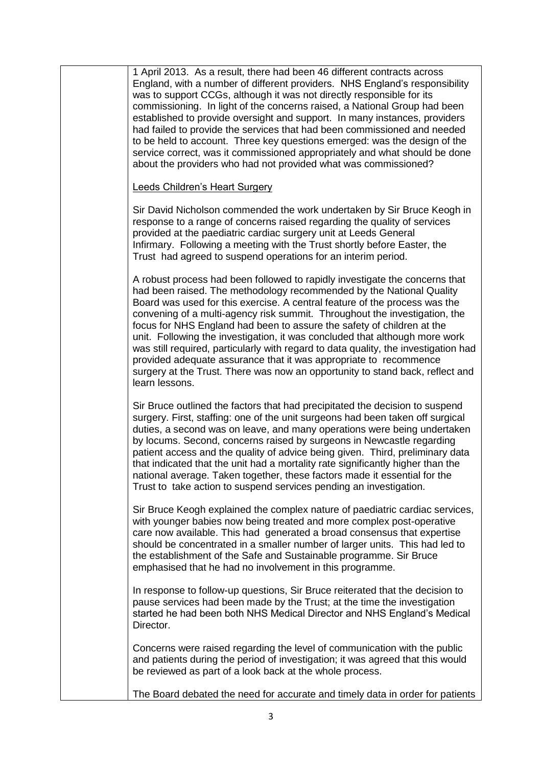1 April 2013. As a result, there had been 46 different contracts across England, with a number of different providers. NHS England's responsibility was to support CCGs, although it was not directly responsible for its commissioning. In light of the concerns raised, a National Group had been established to provide oversight and support. In many instances, providers had failed to provide the services that had been commissioned and needed to be held to account. Three key questions emerged: was the design of the service correct, was it commissioned appropriately and what should be done about the providers who had not provided what was commissioned?

Leeds Children's Heart Surgery

Sir David Nicholson commended the work undertaken by Sir Bruce Keogh in response to a range of concerns raised regarding the quality of services provided at the paediatric cardiac surgery unit at Leeds General Infirmary. Following a meeting with the Trust shortly before Easter, the Trust had agreed to suspend operations for an interim period.

A robust process had been followed to rapidly investigate the concerns that had been raised. The methodology recommended by the National Quality Board was used for this exercise. A central feature of the process was the convening of a multi-agency risk summit. Throughout the investigation, the focus for NHS England had been to assure the safety of children at the unit. Following the investigation, it was concluded that although more work was still required, particularly with regard to data quality, the investigation had provided adequate assurance that it was appropriate to recommence surgery at the Trust. There was now an opportunity to stand back, reflect and learn lessons.

Sir Bruce outlined the factors that had precipitated the decision to suspend surgery. First, staffing: one of the unit surgeons had been taken off surgical duties, a second was on leave, and many operations were being undertaken by locums. Second, concerns raised by surgeons in Newcastle regarding patient access and the quality of advice being given. Third, preliminary data that indicated that the unit had a mortality rate significantly higher than the national average. Taken together, these factors made it essential for the Trust to take action to suspend services pending an investigation.

Sir Bruce Keogh explained the complex nature of paediatric cardiac services, with younger babies now being treated and more complex post-operative care now available. This had generated a broad consensus that expertise should be concentrated in a smaller number of larger units. This had led to the establishment of the Safe and Sustainable programme. Sir Bruce emphasised that he had no involvement in this programme.

In response to follow-up questions, Sir Bruce reiterated that the decision to pause services had been made by the Trust; at the time the investigation started he had been both NHS Medical Director and NHS England's Medical Director.

Concerns were raised regarding the level of communication with the public and patients during the period of investigation; it was agreed that this would be reviewed as part of a look back at the whole process.

The Board debated the need for accurate and timely data in order for patients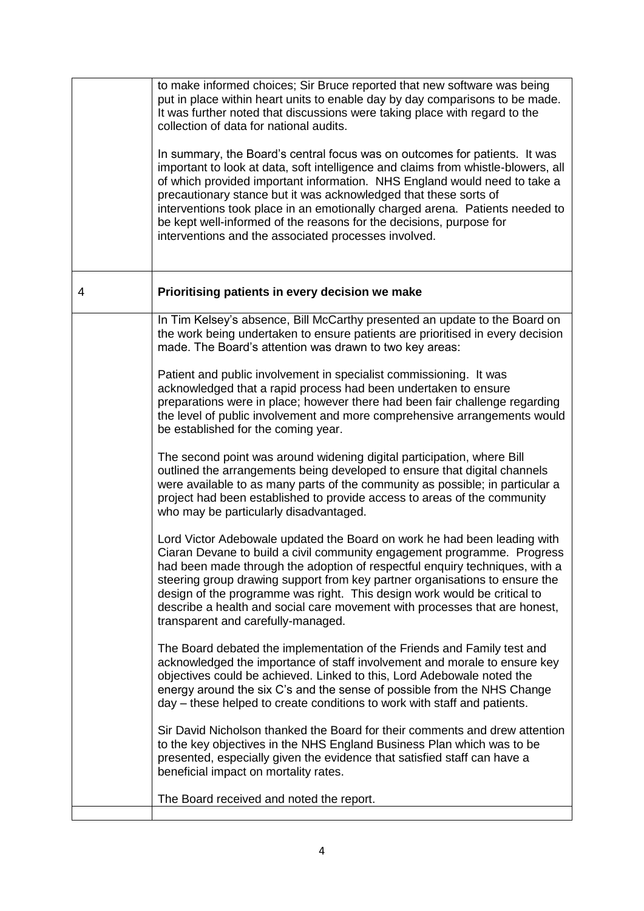|   |   |
|---|---|
|   | to make informed choices; Sir Bruce reported that new software was being put in place within heart units to enable day by day comparisons to be made. It was further noted that discussions were taking place with regard to the collection of data for national audits.<br><br>In summary, the Board's central focus was on outcomes for patients. It was important to look at data, soft intelligence and claims from whistle-blowers, all of which provided important information. NHS England would need to take a precautionary stance but it was acknowledged that these sorts of interventions took place in an emotionally charged arena. Patients needed to be kept well-informed of the reasons for the decisions, purpose for interventions and the associated processes involved. |
| 4 | **Prioritising patients in every decision we make** |
|   | In Tim Kelsey's absence, Bill McCarthy presented an update to the Board on the work being undertaken to ensure patients are prioritised in every decision made. The Board's attention was drawn to two key areas:<br><br>Patient and public involvement in specialist commissioning. It was acknowledged that a rapid process had been undertaken to ensure preparations were in place; however there had been fair challenge regarding the level of public involvement and more comprehensive arrangements would be established for the coming year.<br><br>The second point was around widening digital participation, where Bill outlined the arrangements being developed to ensure that digital channels were available to as many parts of the community as possible; in particular a project had been established to provide access to areas of the community who may be particularly disadvantaged.<br><br>Lord Victor Adebowale updated the Board on work he had been leading with Ciaran Devane to build a civil community engagement programme. Progress had been made through the adoption of respectful enquiry techniques, with a steering group drawing support from key partner organisations to ensure the design of the programme was right. This design work would be critical to describe a health and social care movement with processes that are honest, transparent and carefully-managed.<br><br>The Board debated the implementation of the Friends and Family test and acknowledged the importance of staff involvement and morale to ensure key objectives could be achieved. Linked to this, Lord Adebowale noted the energy around the six C's and the sense of possible from the NHS Change day – these helped to create conditions to work with staff and patients.<br><br>Sir David Nicholson thanked the Board for their comments and drew attention to the key objectives in the NHS England Business Plan which was to be presented, especially given the evidence that satisfied staff can have a beneficial impact on mortality rates.<br><br>The Board received and noted the report. |
|   |   |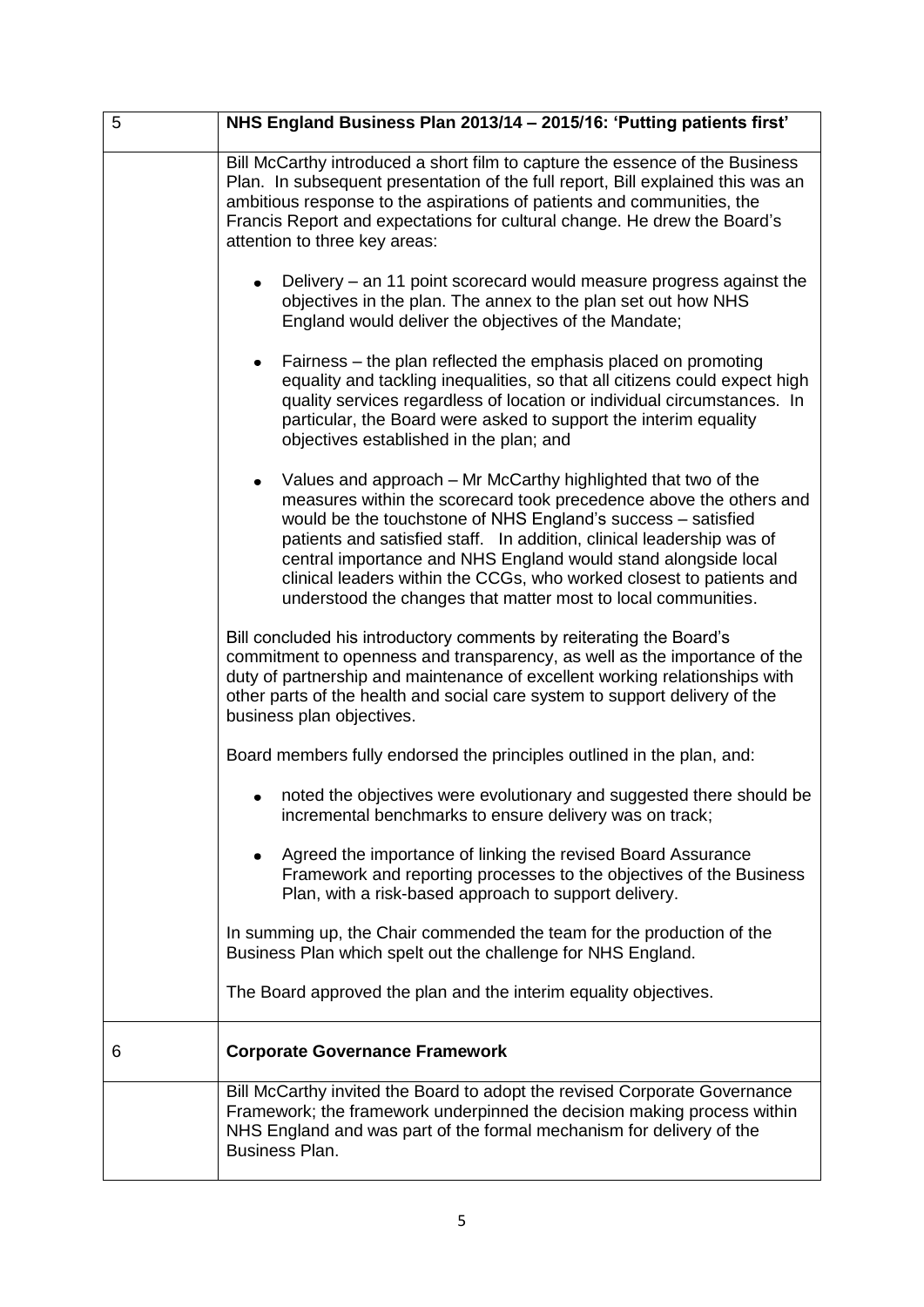| 5 | **NHS England Business Plan 2013/14 – 2015/16: 'Putting patients first'** |
|---|---|
| | Bill McCarthy introduced a short film to capture the essence of the Business Plan. In subsequent presentation of the full report, Bill explained this was an ambitious response to the aspirations of patients and communities, the Francis Report and expectations for cultural change. He drew the Board's attention to three key areas:<br><br>• Delivery – an 11 point scorecard would measure progress against the objectives in the plan. The annex to the plan set out how NHS England would deliver the objectives of the Mandate;<br><br>• Fairness – the plan reflected the emphasis placed on promoting equality and tackling inequalities, so that all citizens could expect high quality services regardless of location or individual circumstances. In particular, the Board were asked to support the interim equality objectives established in the plan; and<br><br>• Values and approach – Mr McCarthy highlighted that two of the measures within the scorecard took precedence above the others and would be the touchstone of NHS England's success – satisfied patients and satisfied staff. In addition, clinical leadership was of central importance and NHS England would stand alongside local clinical leaders within the CCGs, who worked closest to patients and understood the changes that matter most to local communities.<br><br>Bill concluded his introductory comments by reiterating the Board's commitment to openness and transparency, as well as the importance of the duty of partnership and maintenance of excellent working relationships with other parts of the health and social care system to support delivery of the business plan objectives.<br><br>Board members fully endorsed the principles outlined in the plan, and:<br><br>• noted the objectives were evolutionary and suggested there should be incremental benchmarks to ensure delivery was on track;<br><br>• Agreed the importance of linking the revised Board Assurance Framework and reporting processes to the objectives of the Business Plan, with a risk-based approach to support delivery.<br><br>In summing up, the Chair commended the team for the production of the Business Plan which spelt out the challenge for NHS England.<br><br>The Board approved the plan and the interim equality objectives. |
| 6 | **Corporate Governance Framework** |
| | Bill McCarthy invited the Board to adopt the revised Corporate Governance Framework; the framework underpinned the decision making process within NHS England and was part of the formal mechanism for delivery of the Business Plan. |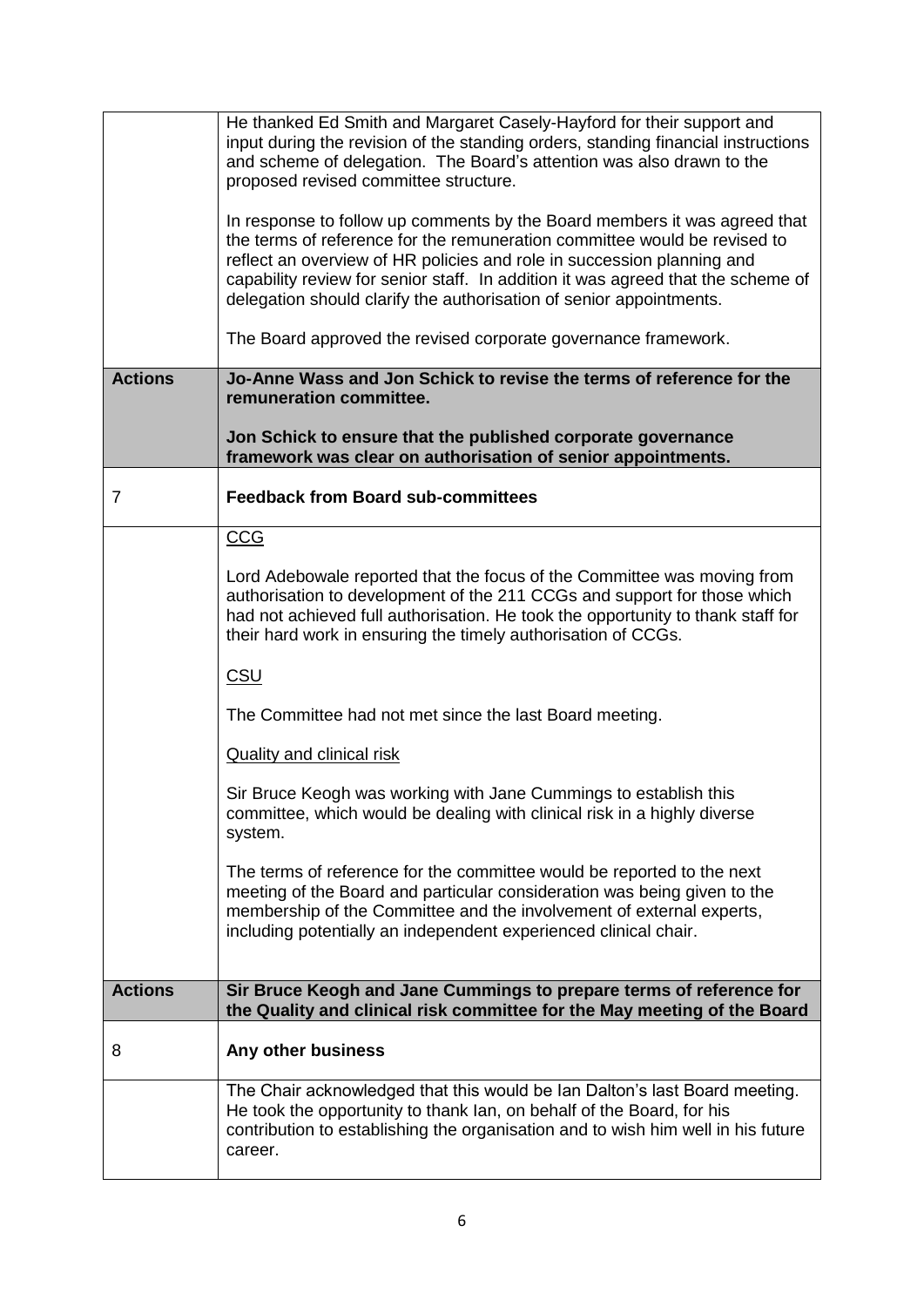| | |
|---|---|
| | He thanked Ed Smith and Margaret Casely-Hayford for their support and input during the revision of the standing orders, standing financial instructions and scheme of delegation. The Board's attention was also drawn to the proposed revised committee structure.<br><br>In response to follow up comments by the Board members it was agreed that the terms of reference for the remuneration committee would be revised to reflect an overview of HR policies and role in succession planning and capability review for senior staff. In addition it was agreed that the scheme of delegation should clarify the authorisation of senior appointments.<br><br>The Board approved the revised corporate governance framework. |
| **Actions** | **Jo-Anne Wass and Jon Schick to revise the terms of reference for the remuneration committee.**<br><br>**Jon Schick to ensure that the published corporate governance framework was clear on authorisation of senior appointments.** |
| 7 | **Feedback from Board sub-committees** |
| | <u>CCG</u><br><br>Lord Adebowale reported that the focus of the Committee was moving from authorisation to development of the 211 CCGs and support for those which had not achieved full authorisation. He took the opportunity to thank staff for their hard work in ensuring the timely authorisation of CCGs.<br><br><u>CSU</u><br><br>The Committee had not met since the last Board meeting.<br><br><u>Quality and clinical risk</u><br><br>Sir Bruce Keogh was working with Jane Cummings to establish this committee, which would be dealing with clinical risk in a highly diverse system.<br><br>The terms of reference for the committee would be reported to the next meeting of the Board and particular consideration was being given to the membership of the Committee and the involvement of external experts, including potentially an independent experienced clinical chair. |
| **Actions** | **Sir Bruce Keogh and Jane Cummings to prepare terms of reference for the Quality and clinical risk committee for the May meeting of the Board** |
| 8 | **Any other business** |
| | The Chair acknowledged that this would be Ian Dalton's last Board meeting. He took the opportunity to thank Ian, on behalf of the Board, for his contribution to establishing the organisation and to wish him well in his future career. |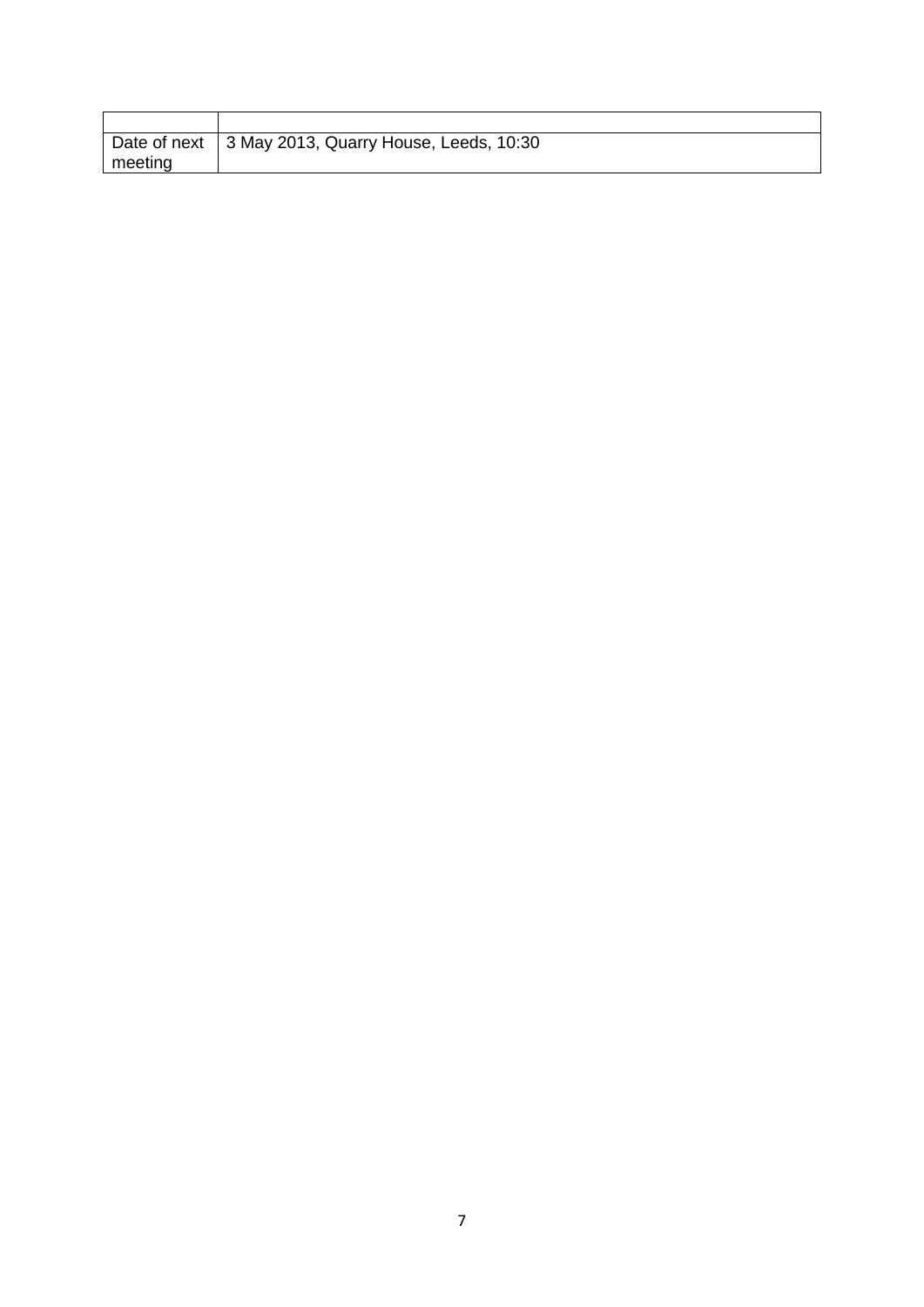| | |
|---|---|
| | |
| Date of next meeting | 3 May 2013, Quarry House, Leeds, 10:30 |